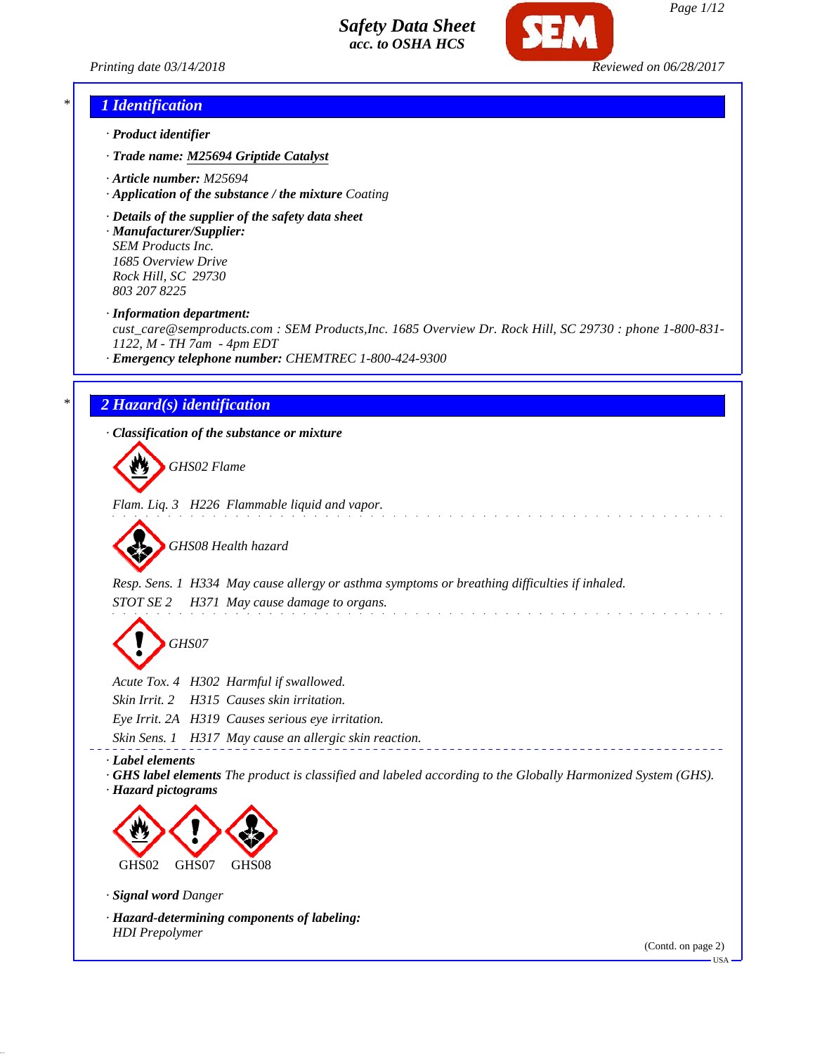# Safety Data Sheet
acc. to OSHA HCS

Printing date 03/14/2018 | Reviewed on 06/28/2017

## 1 Identification

· **Product identifier**

· **Trade name:** M25694 Griptide Catalyst

· **Article number:** M25694

· **Application of the substance / the mixture** Coating

· **Details of the supplier of the safety data sheet**

· **Manufacturer/Supplier:**
SEM Products Inc.
1685 Overview Drive
Rock Hill, SC 29730
803 207 8225

· **Information department:**
cust_care@semproducts.com : SEM Products,Inc. 1685 Overview Dr. Rock Hill, SC 29730 : phone 1-800-831-1122, M - TH 7am - 4pm EDT

· **Emergency telephone number:** CHEMTREC 1-800-424-9300

## 2 Hazard(s) identification

· **Classification of the substance or mixture**

GHS02 Flame

Flam. Liq. 3 H226 Flammable liquid and vapor.

GHS08 Health hazard

Resp. Sens. 1 H334 May cause allergy or asthma symptoms or breathing difficulties if inhaled.

STOT SE 2 H371 May cause damage to organs.

GHS07

Acute Tox. 4 H302 Harmful if swallowed.

Skin Irrit. 2 H315 Causes skin irritation.

Eye Irrit. 2A H319 Causes serious eye irritation.

Skin Sens. 1 H317 May cause an allergic skin reaction.

· **Label elements**

· **GHS label elements** The product is classified and labeled according to the Globally Harmonized System (GHS).

· **Hazard pictograms**

GHS02 GHS07 GHS08

· **Signal word** Danger

· **Hazard-determining components of labeling:**
HDI Prepolymer

(Contd. on page 2)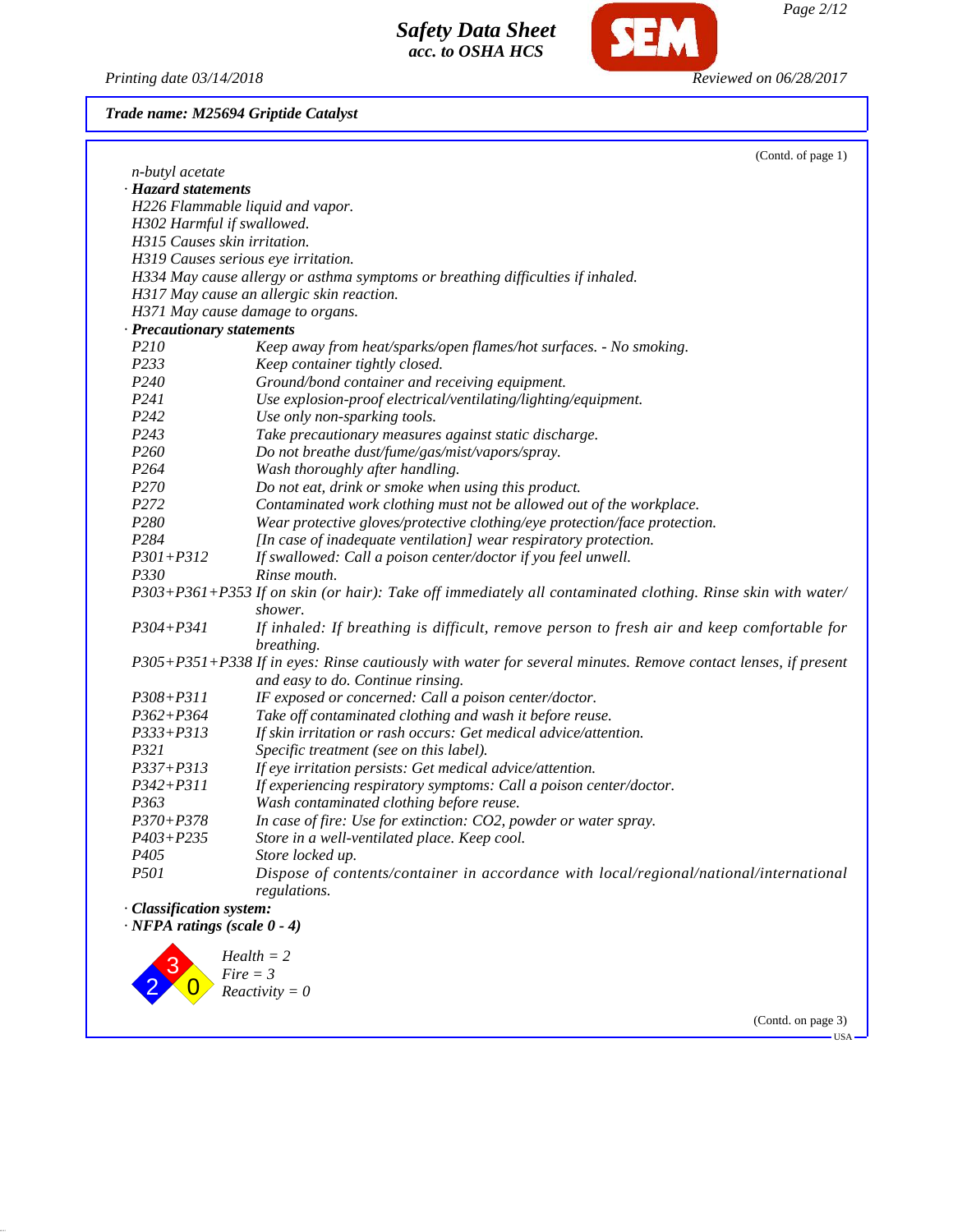**Trade name: M25694 Griptide Catalyst**

(Contd. of page 1)

n-butyl acetate

· **Hazard statements**

H226 Flammable liquid and vapor.
H302 Harmful if swallowed.
H315 Causes skin irritation.
H319 Causes serious eye irritation.
H334 May cause allergy or asthma symptoms or breathing difficulties if inhaled.
H317 May cause an allergic skin reaction.
H371 May cause damage to organs.

· **Precautionary statements**

| | |
|---|---|
| P210 | Keep away from heat/sparks/open flames/hot surfaces. - No smoking. |
| P233 | Keep container tightly closed. |
| P240 | Ground/bond container and receiving equipment. |
| P241 | Use explosion-proof electrical/ventilating/lighting/equipment. |
| P242 | Use only non-sparking tools. |
| P243 | Take precautionary measures against static discharge. |
| P260 | Do not breathe dust/fume/gas/mist/vapors/spray. |
| P264 | Wash thoroughly after handling. |
| P270 | Do not eat, drink or smoke when using this product. |
| P272 | Contaminated work clothing must not be allowed out of the workplace. |
| P280 | Wear protective gloves/protective clothing/eye protection/face protection. |
| P284 | [In case of inadequate ventilation] wear respiratory protection. |
| P301+P312 | If swallowed: Call a poison center/doctor if you feel unwell. |
| P330 | Rinse mouth. |
| P303+P361+P353 | If on skin (or hair): Take off immediately all contaminated clothing. Rinse skin with water/shower. |
| P304+P341 | If inhaled: If breathing is difficult, remove person to fresh air and keep comfortable for breathing. |
| P305+P351+P338 | If in eyes: Rinse cautiously with water for several minutes. Remove contact lenses, if present and easy to do. Continue rinsing. |
| P308+P311 | IF exposed or concerned: Call a poison center/doctor. |
| P362+P364 | Take off contaminated clothing and wash it before reuse. |
| P333+P313 | If skin irritation or rash occurs: Get medical advice/attention. |
| P321 | Specific treatment (see on this label). |
| P337+P313 | If eye irritation persists: Get medical advice/attention. |
| P342+P311 | If experiencing respiratory symptoms: Call a poison center/doctor. |
| P363 | Wash contaminated clothing before reuse. |
| P370+P378 | In case of fire: Use for extinction: CO2, powder or water spray. |
| P403+P235 | Store in a well-ventilated place. Keep cool. |
| P405 | Store locked up. |
| P501 | Dispose of contents/container in accordance with local/regional/national/international regulations. |

· **Classification system:**

· **NFPA ratings (scale 0 - 4)**

Health = 2
Fire = 3
Reactivity = 0

(Contd. on page 3)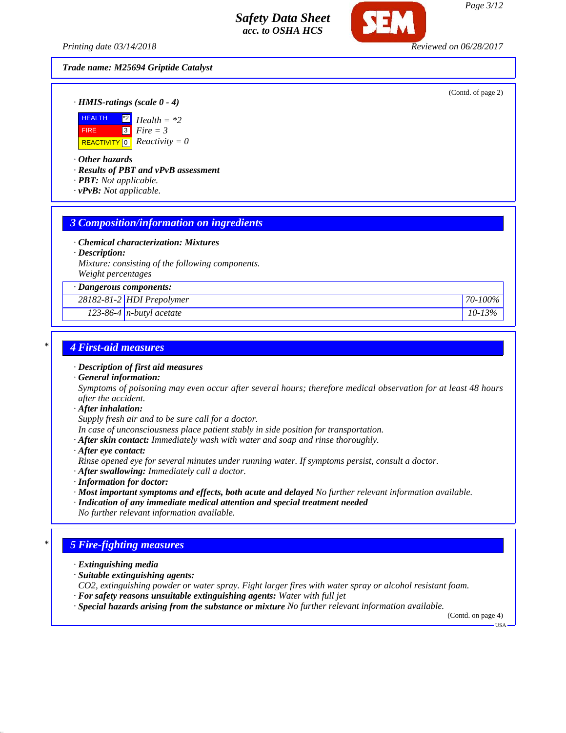Trade name: M25694 Griptide Catalyst

(Contd. of page 2)

· **HMIS-ratings (scale 0 - 4)**

| | | |
|---|---|---|
| HEALTH | *2 | Health = *2 |
| FIRE | 3 | Fire = 3 |
| REACTIVITY | 0 | Reactivity = 0 |

· **Other hazards**
· **Results of PBT and vPvB assessment**
· **PBT:** Not applicable.
· **vPvB:** Not applicable.

## 3 Composition/information on ingredients

· **Chemical characterization: Mixtures**
· **Description:**
Mixture: consisting of the following components.
Weight percentages

| · Dangerous components: | | |
|---|---|---|
| 28182-81-2 | HDI Prepolymer | 70-100% |
| 123-86-4 | n-butyl acetate | 10-13% |

## 4 First-aid measures

· **Description of first aid measures**
· **General information:**
Symptoms of poisoning may even occur after several hours; therefore medical observation for at least 48 hours after the accident.
· **After inhalation:**
Supply fresh air and to be sure call for a doctor.
In case of unconsciousness place patient stably in side position for transportation.
· **After skin contact:** Immediately wash with water and soap and rinse thoroughly.
· **After eye contact:**
Rinse opened eye for several minutes under running water. If symptoms persist, consult a doctor.
· **After swallowing:** Immediately call a doctor.
· **Information for doctor:**
· **Most important symptoms and effects, both acute and delayed** No further relevant information available.
· **Indication of any immediate medical attention and special treatment needed**
No further relevant information available.

## 5 Fire-fighting measures

· **Extinguishing media**
· **Suitable extinguishing agents:**
$CO_2$, extinguishing powder or water spray. Fight larger fires with water spray or alcohol resistant foam.
· **For safety reasons unsuitable extinguishing agents:** Water with full jet
· **Special hazards arising from the substance or mixture** No further relevant information available.

(Contd. on page 4)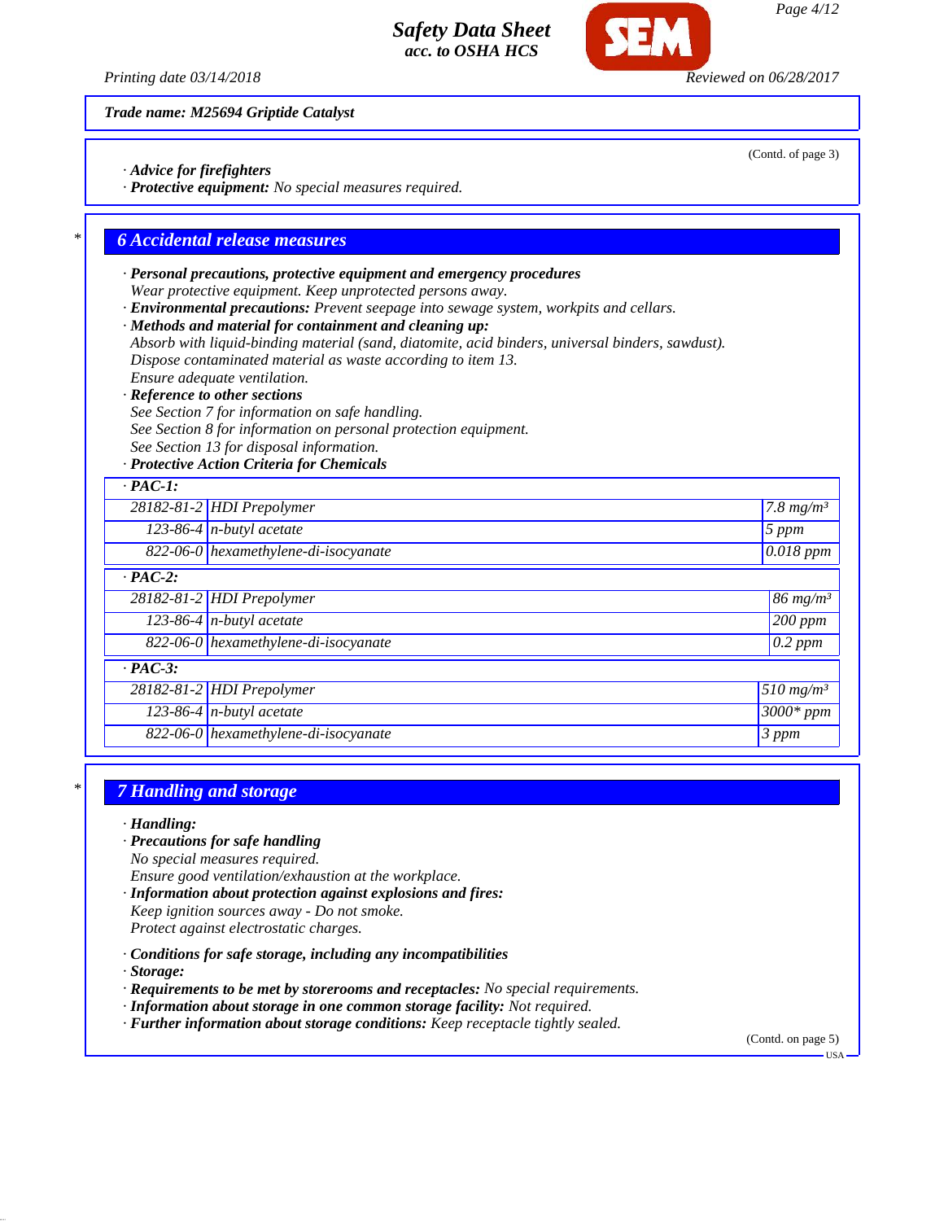Trade name: M25694 Griptide Catalyst

(Contd. of page 3)

· **Advice for firefighters**
· **Protective equipment:** No special measures required.

## 6 Accidental release measures

· **Personal precautions, protective equipment and emergency procedures**
Wear protective equipment. Keep unprotected persons away.
· **Environmental precautions:** Prevent seepage into sewage system, workpits and cellars.
· **Methods and material for containment and cleaning up:**
Absorb with liquid-binding material (sand, diatomite, acid binders, universal binders, sawdust).
Dispose contaminated material as waste according to item 13.
Ensure adequate ventilation.
· **Reference to other sections**
See Section 7 for information on safe handling.
See Section 8 for information on personal protection equipment.
See Section 13 for disposal information.
· **Protective Action Criteria for Chemicals**

| · PAC-1: | | |
|---|---|---|
| 28182-81-2 | HDI Prepolymer | 7.8 mg/m³ |
| 123-86-4 | n-butyl acetate | 5 ppm |
| 822-06-0 | hexamethylene-di-isocyanate | 0.018 ppm |
| **· PAC-2:** | | |
| 28182-81-2 | HDI Prepolymer | 86 mg/m³ |
| 123-86-4 | n-butyl acetate | 200 ppm |
| 822-06-0 | hexamethylene-di-isocyanate | 0.2 ppm |
| **· PAC-3:** | | |
| 28182-81-2 | HDI Prepolymer | 510 mg/m³ |
| 123-86-4 | n-butyl acetate | 3000* ppm |
| 822-06-0 | hexamethylene-di-isocyanate | 3 ppm |

## 7 Handling and storage

· **Handling:**
· **Precautions for safe handling**
No special measures required.
Ensure good ventilation/exhaustion at the workplace.
· **Information about protection against explosions and fires:**
Keep ignition sources away - Do not smoke.
Protect against electrostatic charges.

· **Conditions for safe storage, including any incompatibilities**
· **Storage:**
· **Requirements to be met by storerooms and receptacles:** No special requirements.
· **Information about storage in one common storage facility:** Not required.
· **Further information about storage conditions:** Keep receptacle tightly sealed.

(Contd. on page 5)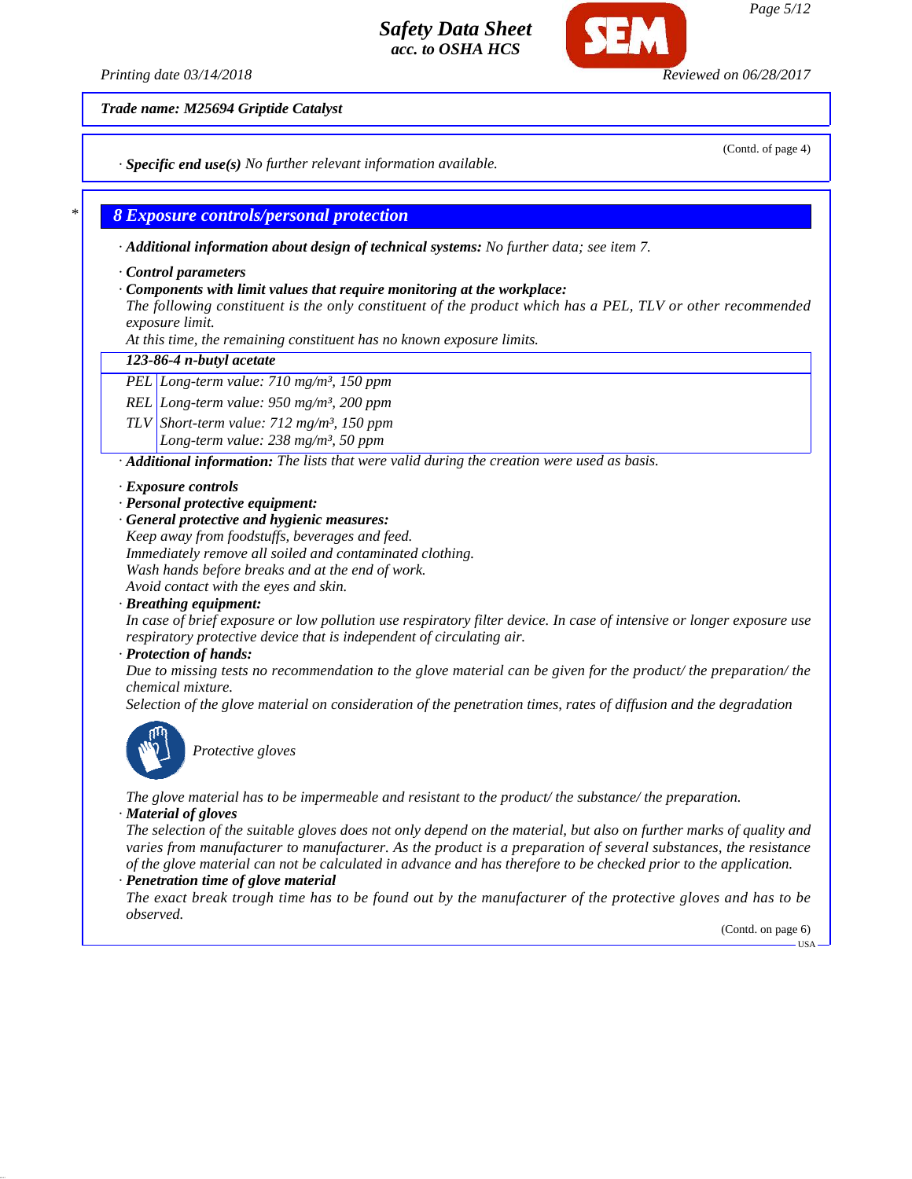**Trade name: M25694 Griptide Catalyst**

(Contd. of page 4)

· **Specific end use(s)** No further relevant information available.

## 8 Exposure controls/personal protection

· **Additional information about design of technical systems:** No further data; see item 7.

· **Control parameters**

· **Components with limit values that require monitoring at the workplace:**

The following constituent is the only constituent of the product which has a PEL, TLV or other recommended exposure limit.

At this time, the remaining constituent has no known exposure limits.

| 123-86-4 n-butyl acetate | |
|---|---|
| PEL | Long-term value: 710 mg/m³, 150 ppm |
| REL | Long-term value: 950 mg/m³, 200 ppm |
| TLV | Short-term value: 712 mg/m³, 150 ppm<br>Long-term value: 238 mg/m³, 50 ppm |

· **Additional information:** The lists that were valid during the creation were used as basis.

· **Exposure controls**

· **Personal protective equipment:**

· **General protective and hygienic measures:**

Keep away from foodstuffs, beverages and feed.
Immediately remove all soiled and contaminated clothing.
Wash hands before breaks and at the end of work.
Avoid contact with the eyes and skin.

· **Breathing equipment:**

In case of brief exposure or low pollution use respiratory filter device. In case of intensive or longer exposure use respiratory protective device that is independent of circulating air.

· **Protection of hands:**

Due to missing tests no recommendation to the glove material can be given for the product/ the preparation/ the chemical mixture.

Selection of the glove material on consideration of the penetration times, rates of diffusion and the degradation

Protective gloves

The glove material has to be impermeable and resistant to the product/ the substance/ the preparation.

· **Material of gloves**

The selection of the suitable gloves does not only depend on the material, but also on further marks of quality and varies from manufacturer to manufacturer. As the product is a preparation of several substances, the resistance of the glove material can not be calculated in advance and has therefore to be checked prior to the application.

· **Penetration time of glove material**

The exact break trough time has to be found out by the manufacturer of the protective gloves and has to be observed.

(Contd. on page 6)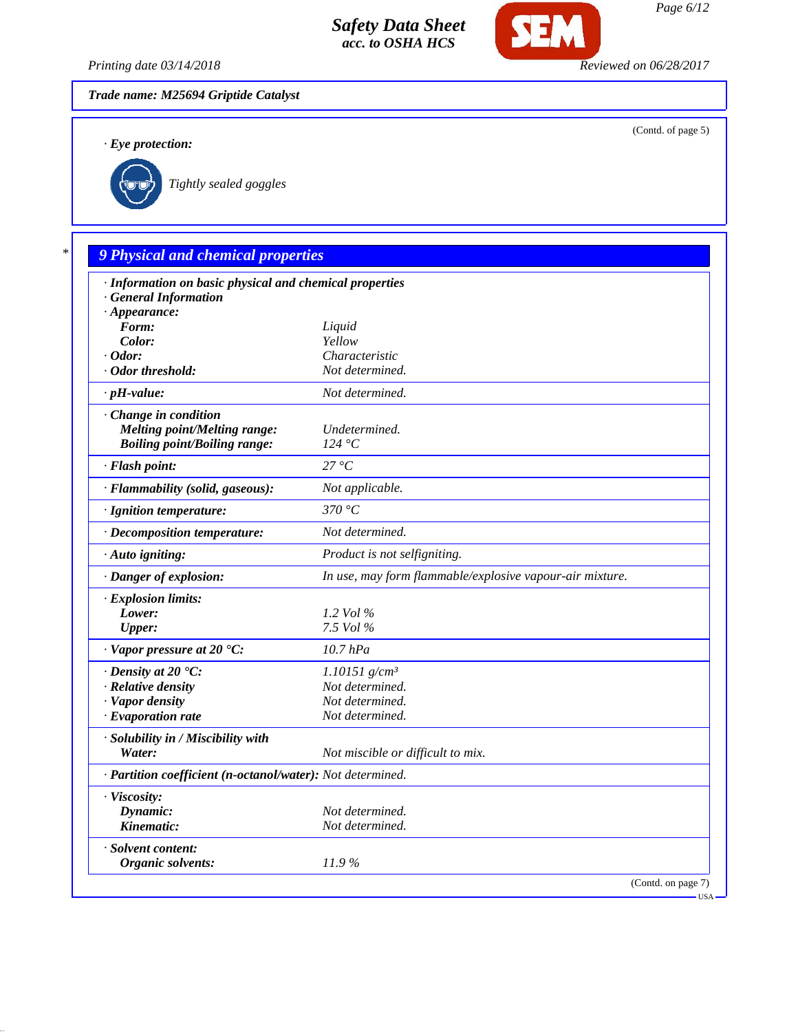Trade name: M25694 Griptide Catalyst

(Contd. of page 5)

· **Eye protection:**

Tightly sealed goggles

## 9 Physical and chemical properties

| | |
|---|---|
| · **Information on basic physical and chemical properties** | |
| · **General Information** | |
| · **Appearance:** | |
| **Form:** | Liquid |
| **Color:** | Yellow |
| · **Odor:** | Characteristic |
| · **Odor threshold:** | Not determined. |
| · **pH-value:** | Not determined. |
| · **Change in condition** | |
| **Melting point/Melting range:** | Undetermined. |
| **Boiling point/Boiling range:** | 124 °C |
| · **Flash point:** | 27 °C |
| · **Flammability (solid, gaseous):** | Not applicable. |
| · **Ignition temperature:** | 370 °C |
| · **Decomposition temperature:** | Not determined. |
| · **Auto igniting:** | Product is not selfigniting. |
| · **Danger of explosion:** | In use, may form flammable/explosive vapour-air mixture. |
| · **Explosion limits:** | |
| **Lower:** | 1.2 Vol % |
| **Upper:** | 7.5 Vol % |
| · **Vapor pressure at 20 °C:** | 10.7 hPa |
| · **Density at 20 °C:** | 1.10151 g/cm³ |
| · **Relative density** | Not determined. |
| · **Vapor density** | Not determined. |
| · **Evaporation rate** | Not determined. |
| · **Solubility in / Miscibility with** | |
| **Water:** | Not miscible or difficult to mix. |
| · **Partition coefficient (n-octanol/water):** | Not determined. |
| · **Viscosity:** | |
| **Dynamic:** | Not determined. |
| **Kinematic:** | Not determined. |
| · **Solvent content:** | |
| **Organic solvents:** | 11.9 % |

(Contd. on page 7)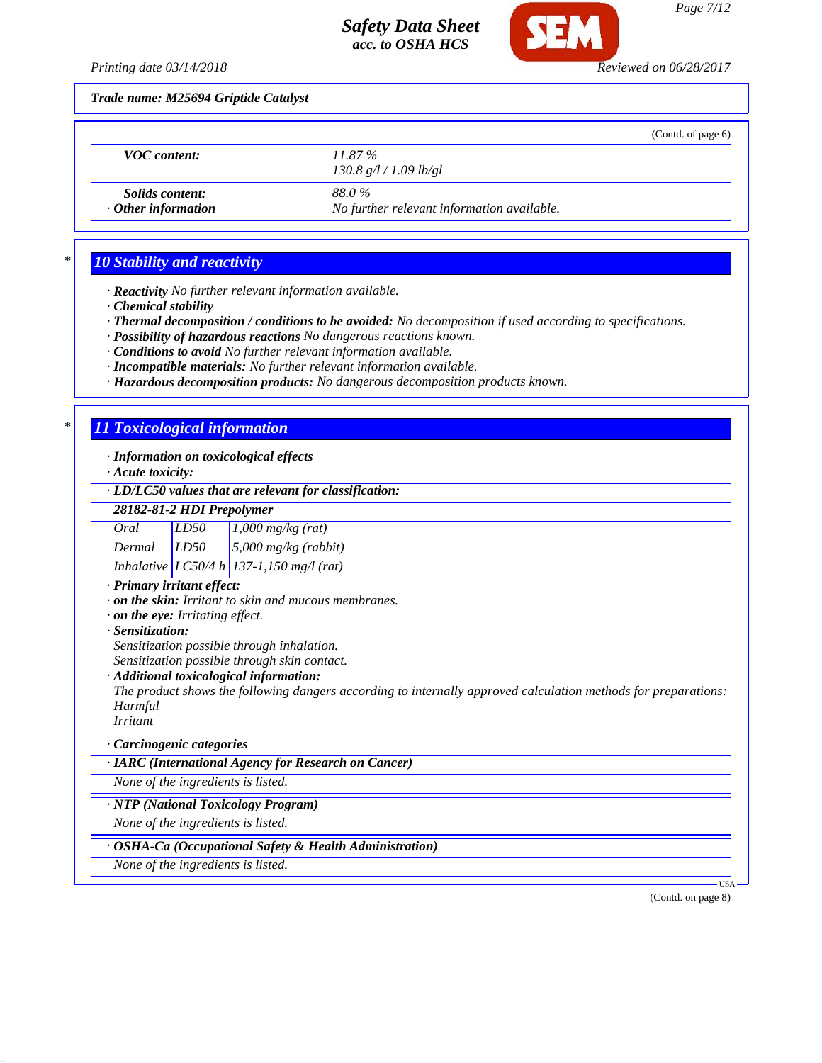**Trade name: M25694 Griptide Catalyst**

(Contd. of page 6)

| | |
|---|---|
| **VOC content:** | 11.87 %<br>130.8 g/l / 1.09 lb/gl |
| **Solids content:** | 88.0 % |
| · **Other information** | No further relevant information available. |

## * 10 Stability and reactivity

· **Reactivity** No further relevant information available.
· **Chemical stability**
· **Thermal decomposition / conditions to be avoided:** No decomposition if used according to specifications.
· **Possibility of hazardous reactions** No dangerous reactions known.
· **Conditions to avoid** No further relevant information available.
· **Incompatible materials:** No further relevant information available.
· **Hazardous decomposition products:** No dangerous decomposition products known.

## * 11 Toxicological information

· **Information on toxicological effects**
· **Acute toxicity:**

| · **LD/LC50 values that are relevant for classification:** | | |
|---|---|---|
| **28182-81-2 HDI Prepolymer** | | |
| Oral | LD50 | 1,000 mg/kg (rat) |
| Dermal | LD50 | 5,000 mg/kg (rabbit) |
| Inhalative | LC50/4 h | 137-1,150 mg/l (rat) |

· **Primary irritant effect:**
· **on the skin:** Irritant to skin and mucous membranes.
· **on the eye:** Irritating effect.
· **Sensitization:**
Sensitization possible through inhalation.
Sensitization possible through skin contact.
· **Additional toxicological information:**
The product shows the following dangers according to internally approved calculation methods for preparations:
Harmful
Irritant

· **Carcinogenic categories**

| · **IARC (International Agency for Research on Cancer)** |
|---|
| None of the ingredients is listed. |

| · **NTP (National Toxicology Program)** |
|---|
| None of the ingredients is listed. |

| · **OSHA-Ca (Occupational Safety & Health Administration)** |
|---|
| None of the ingredients is listed. |

(Contd. on page 8)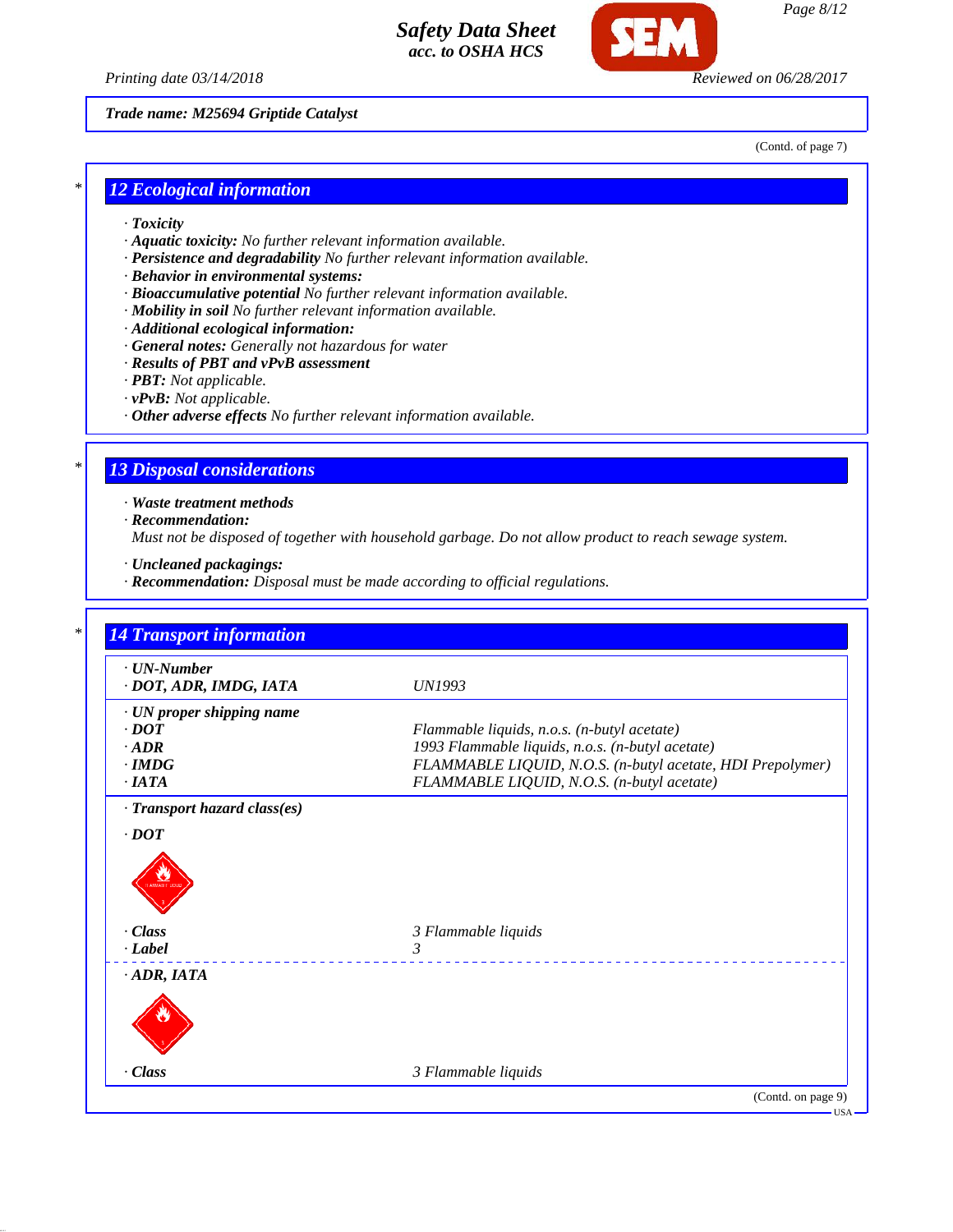Trade name: M25694 Griptide Catalyst

(Contd. of page 7)

## 12 Ecological information

- · **Toxicity**
- · **Aquatic toxicity:** No further relevant information available.
- · **Persistence and degradability** No further relevant information available.
- · **Behavior in environmental systems:**
- · **Bioaccumulative potential** No further relevant information available.
- · **Mobility in soil** No further relevant information available.
- · **Additional ecological information:**
- · **General notes:** Generally not hazardous for water
- · **Results of PBT and vPvB assessment**
- · **PBT:** Not applicable.
- · **vPvB:** Not applicable.
- · **Other adverse effects** No further relevant information available.

## 13 Disposal considerations

- · **Waste treatment methods**
- · **Recommendation:**
  Must not be disposed of together with household garbage. Do not allow product to reach sewage system.
- · **Uncleaned packagings:**
- · **Recommendation:** Disposal must be made according to official regulations.

## 14 Transport information

| | |
|---|---|
| · **UN-Number** | |
| · **DOT, ADR, IMDG, IATA** | UN1993 |
| · **UN proper shipping name** | |
| · **DOT** | Flammable liquids, n.o.s. (n-butyl acetate) |
| · **ADR** | 1993 Flammable liquids, n.o.s. (n-butyl acetate) |
| · **IMDG** | FLAMMABLE LIQUID, N.O.S. (n-butyl acetate, HDI Prepolymer) |
| · **IATA** | FLAMMABLE LIQUID, N.O.S. (n-butyl acetate) |
| · **Transport hazard class(es)** | |
| · **DOT** | |
| · **Class** | 3 Flammable liquids |
| · **Label** | 3 |
| · **ADR, IATA** | |
| · **Class** | 3 Flammable liquids |

(Contd. on page 9)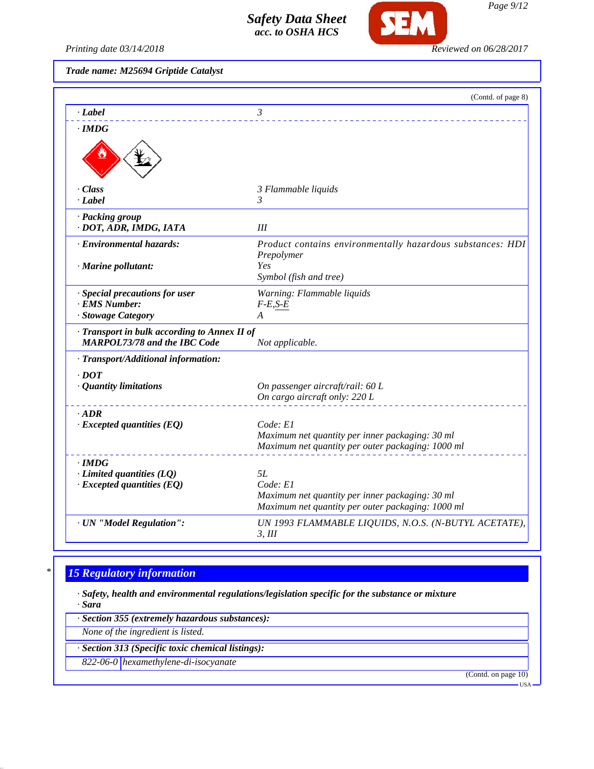Trade name: M25694 Griptide Catalyst

(Contd. of page 8)

| | |
|---|---|
| · Label | 3 |
| · IMDG | |
| · Class | 3 Flammable liquids |
| · Label | 3 |
| · Packing group<br>· DOT, ADR, IMDG, IATA | III |
| · Environmental hazards: | Product contains environmentally hazardous substances: HDI Prepolymer |
| · Marine pollutant: | Yes<br>Symbol (fish and tree) |
| · Special precautions for user | Warning: Flammable liquids |
| · EMS Number: | F-E,S-E |
| · Stowage Category | A |
| · Transport in bulk according to Annex II of MARPOL73/78 and the IBC Code | Not applicable. |
| · Transport/Additional information: | |
| · DOT | |
| · Quantity limitations | On passenger aircraft/rail: 60 L<br>On cargo aircraft only: 220 L |
| · ADR | |
| · Excepted quantities (EQ) | Code: E1<br>Maximum net quantity per inner packaging: 30 ml<br>Maximum net quantity per outer packaging: 1000 ml |
| · IMDG | |
| · Limited quantities (LQ) | 5L |
| · Excepted quantities (EQ) | Code: E1<br>Maximum net quantity per inner packaging: 30 ml<br>Maximum net quantity per outer packaging: 1000 ml |
| · UN "Model Regulation": | UN 1993 FLAMMABLE LIQUIDS, N.O.S. (N-BUTYL ACETATE), 3, III |

## 15 Regulatory information

· Safety, health and environmental regulations/legislation specific for the substance or mixture
· Sara

· Section 355 (extremely hazardous substances):

None of the ingredient is listed.

· Section 313 (Specific toxic chemical listings):

| | |
|---|---|
| 822-06-0 | hexamethylene-di-isocyanate |

(Contd. on page 10)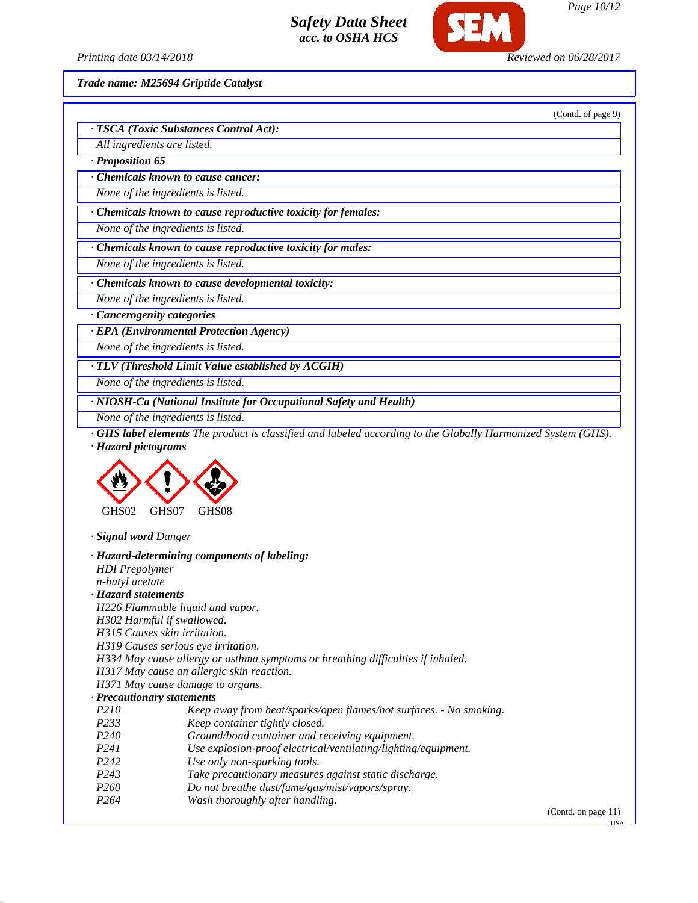Trade name: M25694 Griptide Catalyst

(Contd. of page 9)

· **TSCA (Toxic Substances Control Act):**

All ingredients are listed.

· **Proposition 65**

· **Chemicals known to cause cancer:**

None of the ingredients is listed.

· **Chemicals known to cause reproductive toxicity for females:**

None of the ingredients is listed.

· **Chemicals known to cause reproductive toxicity for males:**

None of the ingredients is listed.

· **Chemicals known to cause developmental toxicity:**

None of the ingredients is listed.

· **Cancerogenity categories**

· **EPA (Environmental Protection Agency)**

None of the ingredients is listed.

· **TLV (Threshold Limit Value established by ACGIH)**

None of the ingredients is listed.

· **NIOSH-Ca (National Institute for Occupational Safety and Health)**

None of the ingredients is listed.

· **GHS label elements** The product is classified and labeled according to the Globally Harmonized System (GHS).

· **Hazard pictograms**

GHS02 GHS07 GHS08

· **Signal word** Danger

· **Hazard-determining components of labeling:**

HDI Prepolymer
n-butyl acetate

· **Hazard statements**

H226 Flammable liquid and vapor.
H302 Harmful if swallowed.
H315 Causes skin irritation.
H319 Causes serious eye irritation.
H334 May cause allergy or asthma symptoms or breathing difficulties if inhaled.
H317 May cause an allergic skin reaction.
H371 May cause damage to organs.

· **Precautionary statements**

| | |
|---|---|
| P210 | Keep away from heat/sparks/open flames/hot surfaces. - No smoking. |
| P233 | Keep container tightly closed. |
| P240 | Ground/bond container and receiving equipment. |
| P241 | Use explosion-proof electrical/ventilating/lighting/equipment. |
| P242 | Use only non-sparking tools. |
| P243 | Take precautionary measures against static discharge. |
| P260 | Do not breathe dust/fume/gas/mist/vapors/spray. |
| P264 | Wash thoroughly after handling. |

(Contd. on page 11)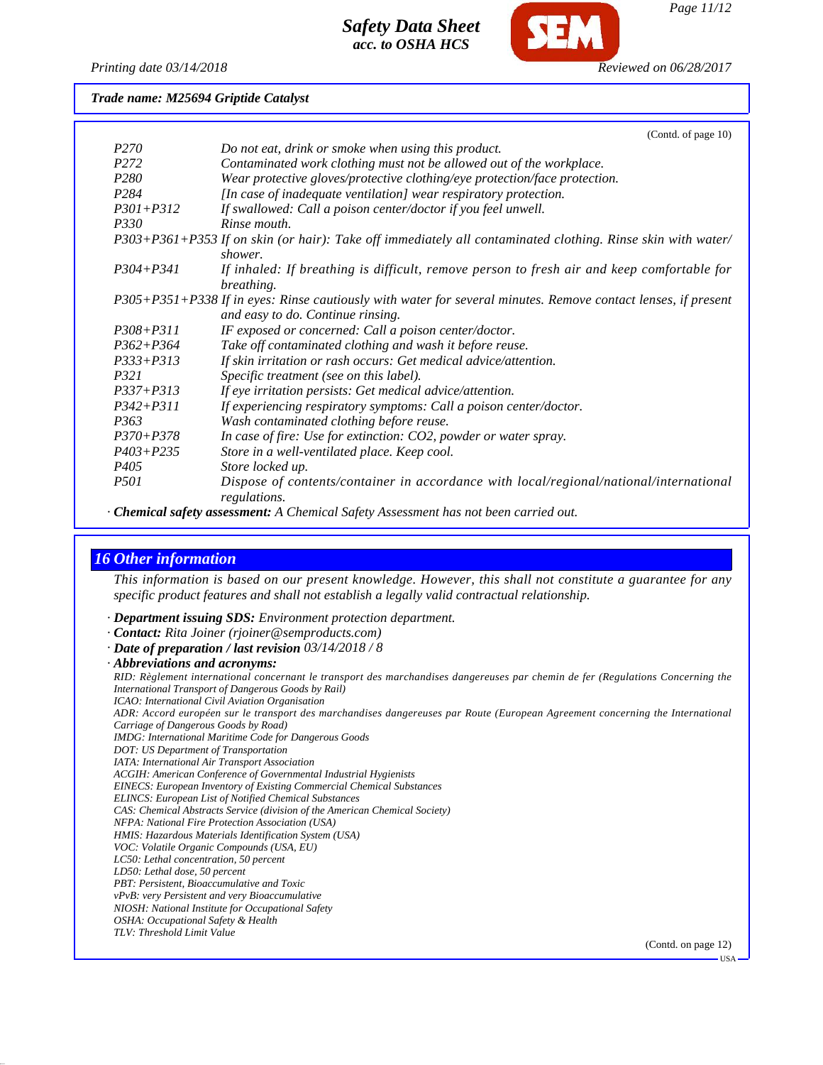Trade name: M25694 Griptide Catalyst

(Contd. of page 10)

| | |
|---|---|
| P270 | Do not eat, drink or smoke when using this product. |
| P272 | Contaminated work clothing must not be allowed out of the workplace. |
| P280 | Wear protective gloves/protective clothing/eye protection/face protection. |
| P284 | [In case of inadequate ventilation] wear respiratory protection. |
| P301+P312 | If swallowed: Call a poison center/doctor if you feel unwell. |
| P330 | Rinse mouth. |
| P303+P361+P353 | If on skin (or hair): Take off immediately all contaminated clothing. Rinse skin with water/shower. |
| P304+P341 | If inhaled: If breathing is difficult, remove person to fresh air and keep comfortable for breathing. |
| P305+P351+P338 | If in eyes: Rinse cautiously with water for several minutes. Remove contact lenses, if present and easy to do. Continue rinsing. |
| P308+P311 | IF exposed or concerned: Call a poison center/doctor. |
| P362+P364 | Take off contaminated clothing and wash it before reuse. |
| P333+P313 | If skin irritation or rash occurs: Get medical advice/attention. |
| P321 | Specific treatment (see on this label). |
| P337+P313 | If eye irritation persists: Get medical advice/attention. |
| P342+P311 | If experiencing respiratory symptoms: Call a poison center/doctor. |
| P363 | Wash contaminated clothing before reuse. |
| P370+P378 | In case of fire: Use for extinction: $CO_2$, powder or water spray. |
| P403+P235 | Store in a well-ventilated place. Keep cool. |
| P405 | Store locked up. |
| P501 | Dispose of contents/container in accordance with local/regional/national/international regulations. |

· **Chemical safety assessment:** A Chemical Safety Assessment has not been carried out.

## 16 Other information

This information is based on our present knowledge. However, this shall not constitute a guarantee for any specific product features and shall not establish a legally valid contractual relationship.

· **Department issuing SDS:** Environment protection department.
· **Contact:** Rita Joiner (rjoiner@semproducts.com)
· **Date of preparation / last revision** 03/14/2018 / 8
· **Abbreviations and acronyms:**

RID: Règlement international concernant le transport des marchandises dangereuses par chemin de fer (Regulations Concerning the International Transport of Dangerous Goods by Rail)
ICAO: International Civil Aviation Organisation
ADR: Accord européen sur le transport des marchandises dangereuses par Route (European Agreement concerning the International Carriage of Dangerous Goods by Road)
IMDG: International Maritime Code for Dangerous Goods
DOT: US Department of Transportation
IATA: International Air Transport Association
ACGIH: American Conference of Governmental Industrial Hygienists
EINECS: European Inventory of Existing Commercial Chemical Substances
ELINCS: European List of Notified Chemical Substances
CAS: Chemical Abstracts Service (division of the American Chemical Society)
NFPA: National Fire Protection Association (USA)
HMIS: Hazardous Materials Identification System (USA)
VOC: Volatile Organic Compounds (USA, EU)
LC50: Lethal concentration, 50 percent
LD50: Lethal dose, 50 percent
PBT: Persistent, Bioaccumulative and Toxic
vPvB: very Persistent and very Bioaccumulative
NIOSH: National Institute for Occupational Safety
OSHA: Occupational Safety & Health
TLV: Threshold Limit Value

(Contd. on page 12)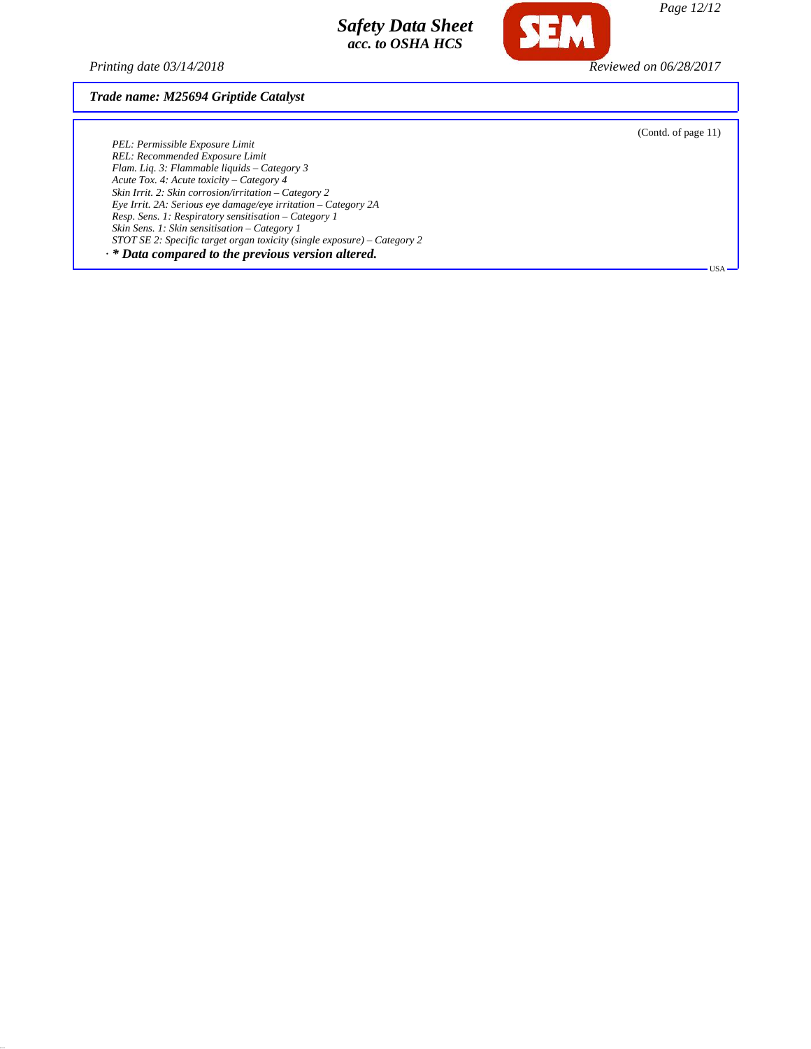**Trade name: M25694 Griptide Catalyst**

(Contd. of page 11)

*PEL: Permissible Exposure Limit*
*REL: Recommended Exposure Limit*
*Flam. Liq. 3: Flammable liquids – Category 3*
*Acute Tox. 4: Acute toxicity – Category 4*
*Skin Irrit. 2: Skin corrosion/irritation – Category 2*
*Eye Irrit. 2A: Serious eye damage/eye irritation – Category 2A*
*Resp. Sens. 1: Respiratory sensitisation – Category 1*
*Skin Sens. 1: Skin sensitisation – Category 1*
*STOT SE 2: Specific target organ toxicity (single exposure) – Category 2*

· ***** Data compared to the previous version altered.**

USA